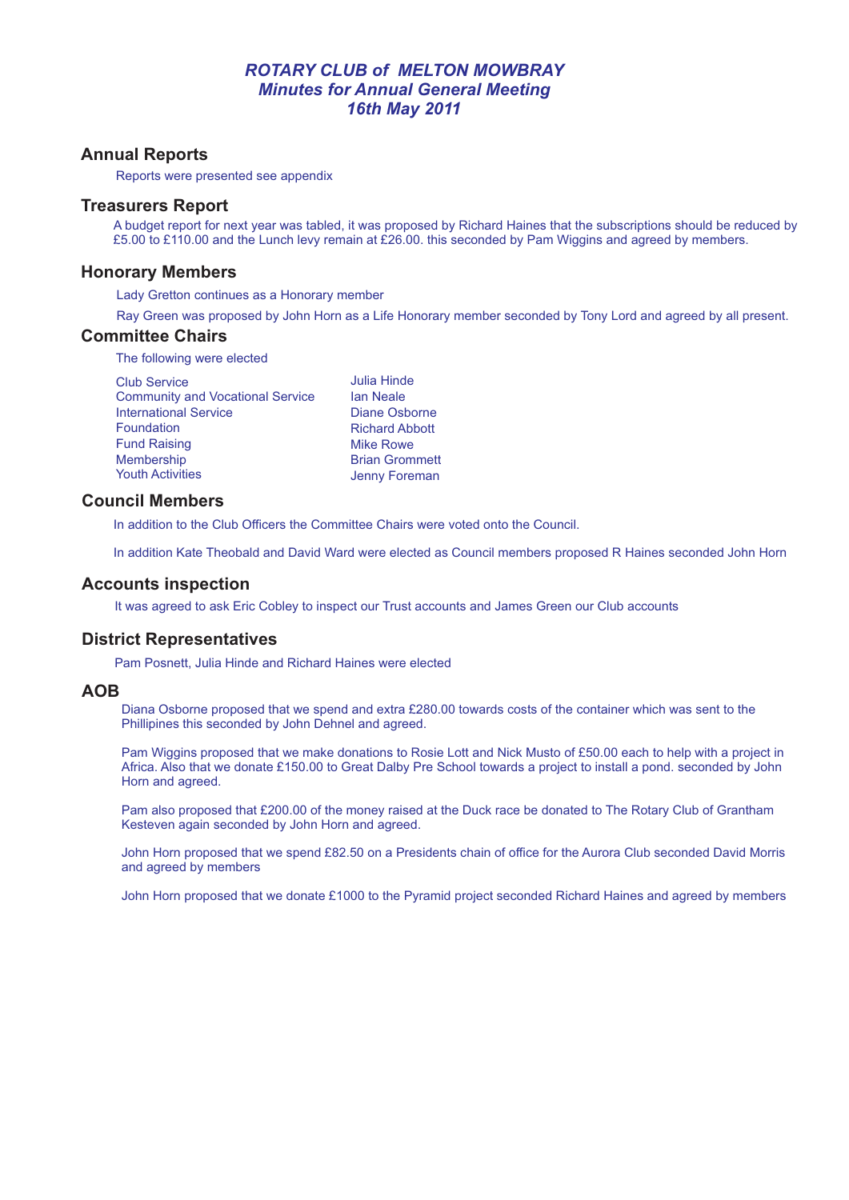# *ROTARY CLUB of MELTON MOWBRAY*
## *Minutes for Annual General Meeting*
## *16th May 2011*

### Annual Reports

Reports were presented see appendix

### Treasurers Report

A budget report for next year was tabled, it was proposed by Richard Haines that the subscriptions should be reduced by £5.00 to £110.00 and the Lunch levy remain at £26.00. this seconded by Pam Wiggins and agreed by members.

### Honorary Members

Lady Gretton continues as a Honorary member

Ray Green was proposed by John Horn as a Life Honorary member seconded by Tony Lord and agreed by all present.

### Committee Chairs

The following were elected

| | |
|---|---|
| Club Service | Julia Hinde |
| Community and Vocational Service | Ian Neale |
| International Service | Diane Osborne |
| Foundation | Richard Abbott |
| Fund Raising | Mike Rowe |
| Membership | Brian Grommett |
| Youth Activities | Jenny Foreman |

### Council Members

In addition to the Club Officers the Committee Chairs were voted onto the Council.

In addition Kate Theobald and David Ward were elected as Council members proposed R Haines seconded John Horn

### Accounts inspection

It was agreed to ask Eric Cobley to inspect our Trust accounts and James Green our Club accounts

### District Representatives

Pam Posnett, Julia Hinde and Richard Haines were elected

### AOB

Diana Osborne proposed that we spend and extra £280.00 towards costs of the container which was sent to the Phillipines this seconded by John Dehnel and agreed.

Pam Wiggins proposed that we make donations to Rosie Lott and Nick Musto of £50.00 each to help with a project in Africa. Also that we donate £150.00 to Great Dalby Pre School towards a project to install a pond. seconded by John Horn and agreed.

Pam also proposed that £200.00 of the money raised at the Duck race be donated to The Rotary Club of Grantham Kesteven again seconded by John Horn and agreed.

John Horn proposed that we spend £82.50 on a Presidents chain of office for the Aurora Club seconded David Morris and agreed by members

John Horn proposed that we donate £1000 to the Pyramid project seconded Richard Haines and agreed by members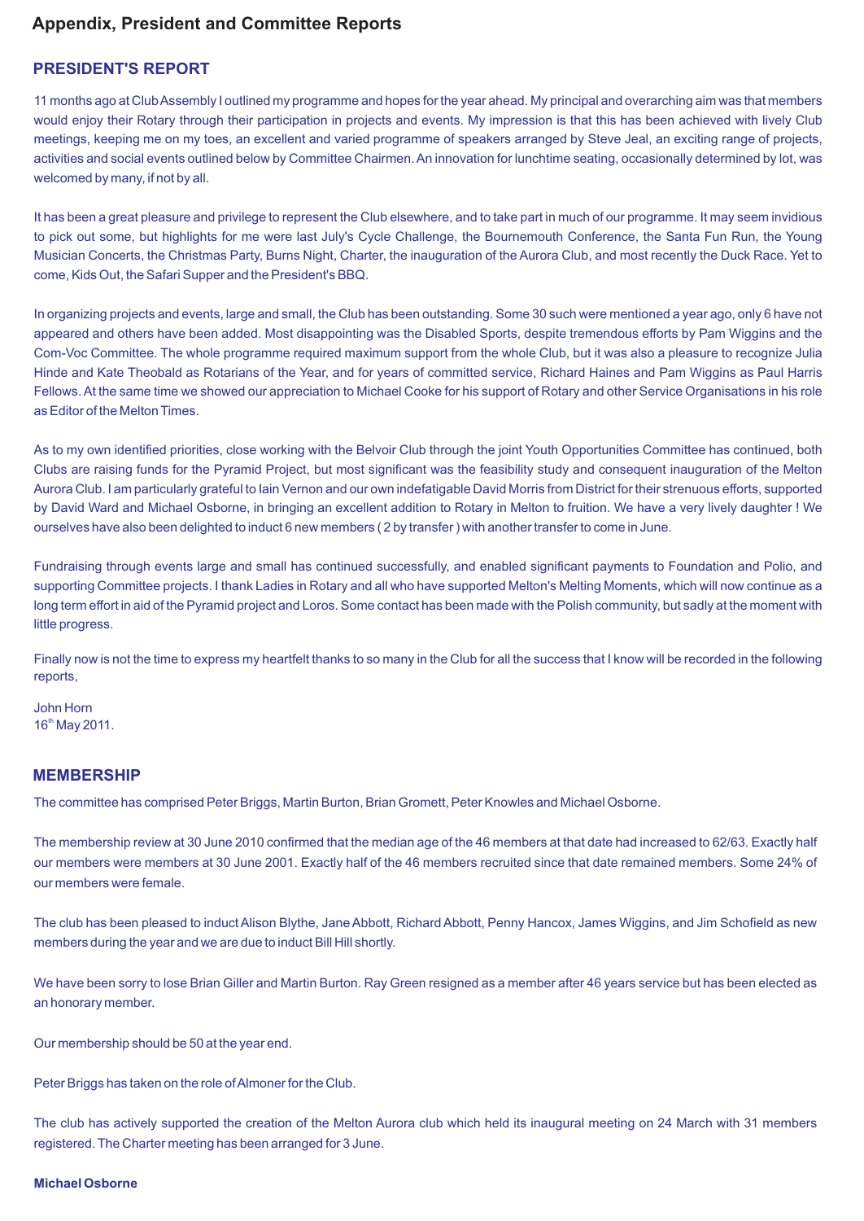# Appendix, President and Committee Reports

## PRESIDENT'S REPORT

11 months ago at Club Assembly I outlined my programme and hopes for the year ahead. My principal and overarching aim was that members would enjoy their Rotary through their participation in projects and events. My impression is that this has been achieved with lively Club meetings, keeping me on my toes, an excellent and varied programme of speakers arranged by Steve Jeal, an exciting range of projects, activities and social events outlined below by Committee Chairmen. An innovation for lunchtime seating, occasionally determined by lot, was welcomed by many, if not by all.

It has been a great pleasure and privilege to represent the Club elsewhere, and to take part in much of our programme. It may seem invidious to pick out some, but highlights for me were last July's Cycle Challenge, the Bournemouth Conference, the Santa Fun Run, the Young Musician Concerts, the Christmas Party, Burns Night, Charter, the inauguration of the Aurora Club, and most recently the Duck Race. Yet to come, Kids Out, the Safari Supper and the President's BBQ.

In organizing projects and events, large and small, the Club has been outstanding. Some 30 such were mentioned a year ago, only 6 have not appeared and others have been added. Most disappointing was the Disabled Sports, despite tremendous efforts by Pam Wiggins and the Com-Voc Committee. The whole programme required maximum support from the whole Club, but it was also a pleasure to recognize Julia Hinde and Kate Theobald as Rotarians of the Year, and for years of committed service, Richard Haines and Pam Wiggins as Paul Harris Fellows. At the same time we showed our appreciation to Michael Cooke for his support of Rotary and other Service Organisations in his role as Editor of the Melton Times.

As to my own identified priorities, close working with the Belvoir Club through the joint Youth Opportunities Committee has continued, both Clubs are raising funds for the Pyramid Project, but most significant was the feasibility study and consequent inauguration of the Melton Aurora Club. I am particularly grateful to Iain Vernon and our own indefatigable David Morris from District for their strenuous efforts, supported by David Ward and Michael Osborne, in bringing an excellent addition to Rotary in Melton to fruition. We have a very lively daughter ! We ourselves have also been delighted to induct 6 new members ( 2 by transfer ) with another transfer to come in June.

Fundraising through events large and small has continued successfully, and enabled significant payments to Foundation and Polio, and supporting Committee projects. I thank Ladies in Rotary and all who have supported Melton's Melting Moments, which will now continue as a long term effort in aid of the Pyramid project and Loros. Some contact has been made with the Polish community, but sadly at the moment with little progress.

Finally now is not the time to express my heartfelt thanks to so many in the Club for all the success that I know will be recorded in the following reports,

John Horn
16th May 2011.

## MEMBERSHIP

The committee has comprised Peter Briggs, Martin Burton, Brian Gromett, Peter Knowles and Michael Osborne.

The membership review at 30 June 2010 confirmed that the median age of the 46 members at that date had increased to 62/63. Exactly half our members were members at 30 June 2001. Exactly half of the 46 members recruited since that date remained members. Some 24% of our members were female.

The club has been pleased to induct Alison Blythe, Jane Abbott, Richard Abbott, Penny Hancox, James Wiggins, and Jim Schofield as new members during the year and we are due to induct Bill Hill shortly.

We have been sorry to lose Brian Giller and Martin Burton. Ray Green resigned as a member after 46 years service but has been elected as an honorary member.

Our membership should be 50 at the year end.

Peter Briggs has taken on the role of Almoner for the Club.

The club has actively supported the creation of the Melton Aurora club which held its inaugural meeting on 24 March with 31 members registered. The Charter meeting has been arranged for 3 June.

**Michael Osborne**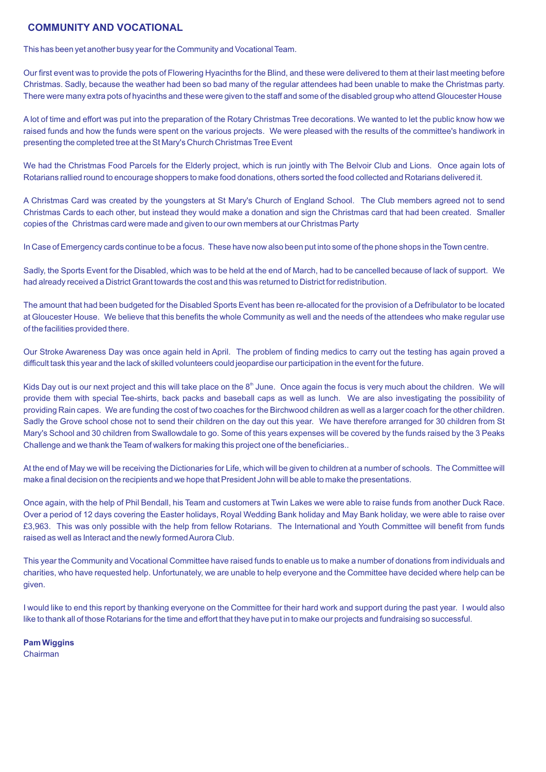## COMMUNITY AND VOCATIONAL

This has been yet another busy year for the Community and Vocational Team.

Our first event was to provide the pots of Flowering Hyacinths for the Blind, and these were delivered to them at their last meeting before Christmas. Sadly, because the weather had been so bad many of the regular attendees had been unable to make the Christmas party. There were many extra pots of hyacinths and these were given to the staff and some of the disabled group who attend Gloucester House

A lot of time and effort was put into the preparation of the Rotary Christmas Tree decorations. We wanted to let the public know how we raised funds and how the funds were spent on the various projects. We were pleased with the results of the committee's handiwork in presenting the completed tree at the St Mary's Church Christmas Tree Event

We had the Christmas Food Parcels for the Elderly project, which is run jointly with The Belvoir Club and Lions. Once again lots of Rotarians rallied round to encourage shoppers to make food donations, others sorted the food collected and Rotarians delivered it.

A Christmas Card was created by the youngsters at St Mary's Church of England School. The Club members agreed not to send Christmas Cards to each other, but instead they would make a donation and sign the Christmas card that had been created. Smaller copies of the Christmas card were made and given to our own members at our Christmas Party

In Case of Emergency cards continue to be a focus. These have now also been put into some of the phone shops in the Town centre.

Sadly, the Sports Event for the Disabled, which was to be held at the end of March, had to be cancelled because of lack of support. We had already received a District Grant towards the cost and this was returned to District for redistribution.

The amount that had been budgeted for the Disabled Sports Event has been re-allocated for the provision of a Defribulator to be located at Gloucester House. We believe that this benefits the whole Community as well and the needs of the attendees who make regular use of the facilities provided there.

Our Stroke Awareness Day was once again held in April. The problem of finding medics to carry out the testing has again proved a difficult task this year and the lack of skilled volunteers could jeopardise our participation in the event for the future.

Kids Day out is our next project and this will take place on the 8th June. Once again the focus is very much about the children. We will provide them with special Tee-shirts, back packs and baseball caps as well as lunch. We are also investigating the possibility of providing Rain capes. We are funding the cost of two coaches for the Birchwood children as well as a larger coach for the other children. Sadly the Grove school chose not to send their children on the day out this year. We have therefore arranged for 30 children from St Mary's School and 30 children from Swallowdale to go. Some of this years expenses will be covered by the funds raised by the 3 Peaks Challenge and we thank the Team of walkers for making this project one of the beneficiaries..

At the end of May we will be receiving the Dictionaries for Life, which will be given to children at a number of schools. The Committee will make a final decision on the recipients and we hope that President John will be able to make the presentations.

Once again, with the help of Phil Bendall, his Team and customers at Twin Lakes we were able to raise funds from another Duck Race. Over a period of 12 days covering the Easter holidays, Royal Wedding Bank holiday and May Bank holiday, we were able to raise over £3,963. This was only possible with the help from fellow Rotarians. The International and Youth Committee will benefit from funds raised as well as Interact and the newly formed Aurora Club.

This year the Community and Vocational Committee have raised funds to enable us to make a number of donations from individuals and charities, who have requested help. Unfortunately, we are unable to help everyone and the Committee have decided where help can be given.

I would like to end this report by thanking everyone on the Committee for their hard work and support during the past year. I would also like to thank all of those Rotarians for the time and effort that they have put in to make our projects and fundraising so successful.

**Pam Wiggins**
Chairman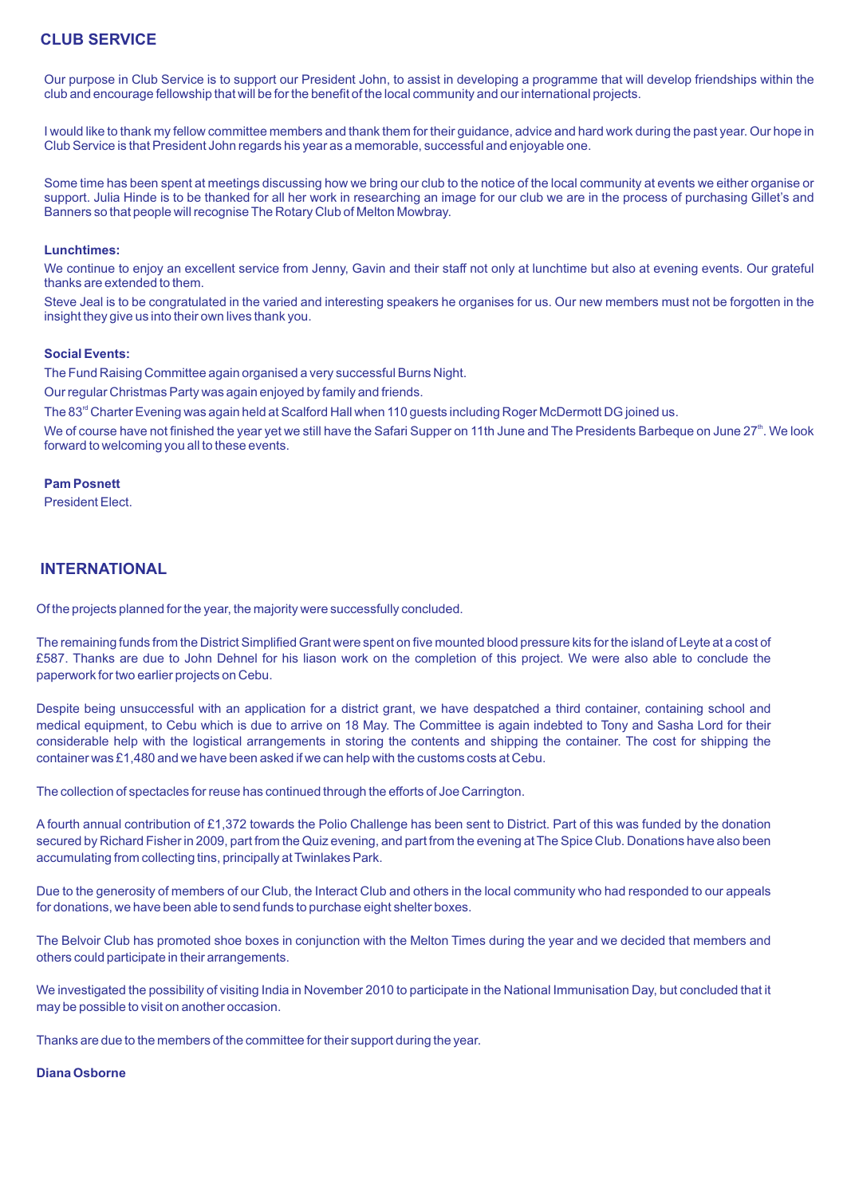## CLUB SERVICE

Our purpose in Club Service is to support our President John, to assist in developing a programme that will develop friendships within the club and encourage fellowship that will be for the benefit of the local community and our international projects.

I would like to thank my fellow committee members and thank them for their guidance, advice and hard work during the past year. Our hope in Club Service is that President John regards his year as a memorable, successful and enjoyable one.

Some time has been spent at meetings discussing how we bring our club to the notice of the local community at events we either organise or support. Julia Hinde is to be thanked for all her work in researching an image for our club we are in the process of purchasing Gillet's and Banners so that people will recognise The Rotary Club of Melton Mowbray.

**Lunchtimes:**

We continue to enjoy an excellent service from Jenny, Gavin and their staff not only at lunchtime but also at evening events. Our grateful thanks are extended to them.

Steve Jeal is to be congratulated in the varied and interesting speakers he organises for us. Our new members must not be forgotten in the insight they give us into their own lives thank you.

**Social Events:**

The Fund Raising Committee again organised a very successful Burns Night.

Our regular Christmas Party was again enjoyed by family and friends.

The 83rd Charter Evening was again held at Scalford Hall when 110 guests including Roger McDermott DG joined us.

We of course have not finished the year yet we still have the Safari Supper on 11th June and The Presidents Barbeque on June 27th. We look forward to welcoming you all to these events.

**Pam Posnett**
President Elect.

## INTERNATIONAL

Of the projects planned for the year, the majority were successfully concluded.

The remaining funds from the District Simplified Grant were spent on five mounted blood pressure kits for the island of Leyte at a cost of £587. Thanks are due to John Dehnel for his liason work on the completion of this project. We were also able to conclude the paperwork for two earlier projects on Cebu.

Despite being unsuccessful with an application for a district grant, we have despatched a third container, containing school and medical equipment, to Cebu which is due to arrive on 18 May. The Committee is again indebted to Tony and Sasha Lord for their considerable help with the logistical arrangements in storing the contents and shipping the container. The cost for shipping the container was £1,480 and we have been asked if we can help with the customs costs at Cebu.

The collection of spectacles for reuse has continued through the efforts of Joe Carrington.

A fourth annual contribution of £1,372 towards the Polio Challenge has been sent to District. Part of this was funded by the donation secured by Richard Fisher in 2009, part from the Quiz evening, and part from the evening at The Spice Club. Donations have also been accumulating from collecting tins, principally at Twinlakes Park.

Due to the generosity of members of our Club, the Interact Club and others in the local community who had responded to our appeals for donations, we have been able to send funds to purchase eight shelter boxes.

The Belvoir Club has promoted shoe boxes in conjunction with the Melton Times during the year and we decided that members and others could participate in their arrangements.

We investigated the possibility of visiting India in November 2010 to participate in the National Immunisation Day, but concluded that it may be possible to visit on another occasion.

Thanks are due to the members of the committee for their support during the year.

**Diana Osborne**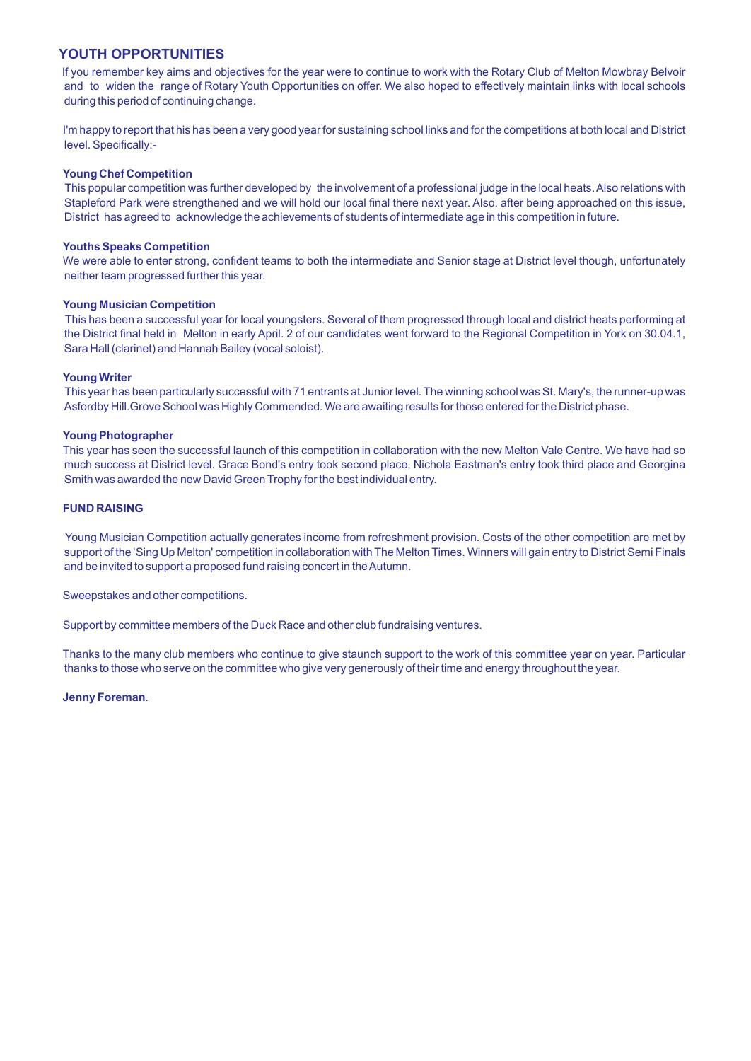## YOUTH OPPORTUNITIES

If you remember key aims and objectives for the year were to continue to work with the Rotary Club of Melton Mowbray Belvoir and to widen the range of Rotary Youth Opportunities on offer. We also hoped to effectively maintain links with local schools during this period of continuing change.

I'm happy to report that his has been a very good year for sustaining school links and for the competitions at both local and District level. Specifically:-

**Young Chef Competition**

This popular competition was further developed by the involvement of a professional judge in the local heats. Also relations with Stapleford Park were strengthened and we will hold our local final there next year. Also, after being approached on this issue, District has agreed to acknowledge the achievements of students of intermediate age in this competition in future.

**Youths Speaks Competition**

We were able to enter strong, confident teams to both the intermediate and Senior stage at District level though, unfortunately neither team progressed further this year.

**Young Musician Competition**

This has been a successful year for local youngsters. Several of them progressed through local and district heats performing at the District final held in Melton in early April. 2 of our candidates went forward to the Regional Competition in York on 30.04.1, Sara Hall (clarinet) and Hannah Bailey (vocal soloist).

**Young Writer**

This year has been particularly successful with 71 entrants at Junior level. The winning school was St. Mary's, the runner-up was Asfordby Hill.Grove School was Highly Commended. We are awaiting results for those entered for the District phase.

**Young Photographer**

This year has seen the successful launch of this competition in collaboration with the new Melton Vale Centre. We have had so much success at District level. Grace Bond's entry took second place, Nichola Eastman's entry took third place and Georgina Smith was awarded the new David Green Trophy for the best individual entry.

**FUND RAISING**

Young Musician Competition actually generates income from refreshment provision. Costs of the other competition are met by support of the 'Sing Up Melton' competition in collaboration with The Melton Times. Winners will gain entry to District Semi Finals and be invited to support a proposed fund raising concert in the Autumn.

Sweepstakes and other competitions.

Support by committee members of the Duck Race and other club fundraising ventures.

Thanks to the many club members who continue to give staunch support to the work of this committee year on year. Particular thanks to those who serve on the committee who give very generously of their time and energy throughout the year.

**Jenny Foreman**.